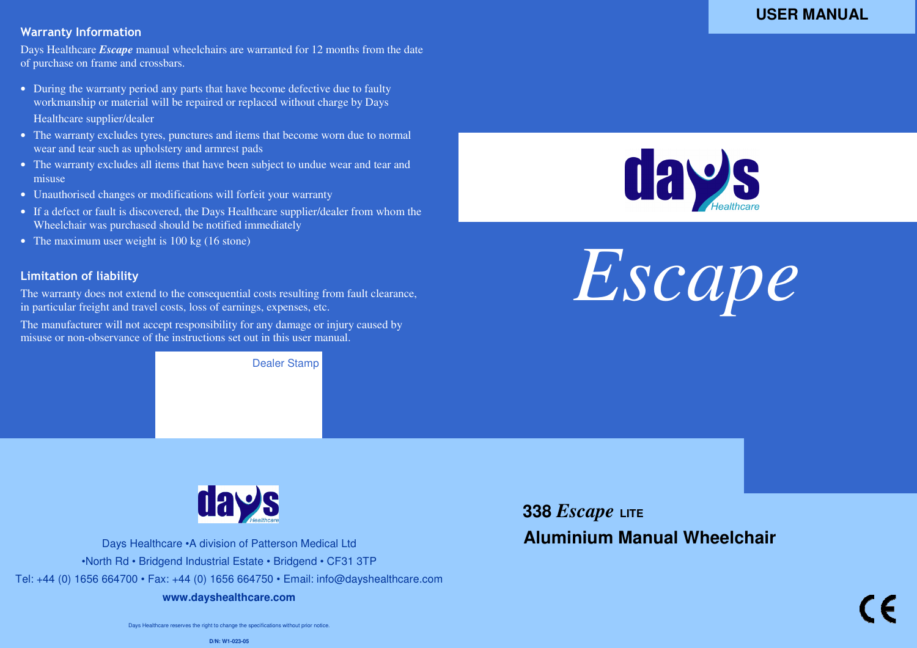## Warranty Information

Days Healthcare ***Escape*** manual wheelchairs are warranted for 12 months from the date of purchase on frame and crossbars.

- During the warranty period any parts that have become defective due to faulty workmanship or material will be repaired or replaced without charge by Days Healthcare supplier/dealer
- The warranty excludes tyres, punctures and items that become worn due to normal wear and tear such as upholstery and armrest pads
- The warranty excludes all items that have been subject to undue wear and tear and misuse
- Unauthorised changes or modifications will forfeit your warranty
- If a defect or fault is discovered, the Days Healthcare supplier/dealer from whom the Wheelchair was purchased should be notified immediately
- The maximum user weight is 100 kg (16 stone)

## Limitation of liability

The warranty does not extend to the consequential costs resulting from fault clearance, in particular freight and travel costs, loss of earnings, expenses, etc.

The manufacturer will not accept responsibility for any damage or injury caused by misuse or non-observance of the instructions set out in this user manual.

Dealer Stamp

Days Healthcare •A division of Patterson Medical Ltd

•North Rd • Bridgend Industrial Estate • Bridgend • CF31 3TP

Tel: +44 (0) 1656 664700 • Fax: +44 (0) 1656 664750 • Email: info@dayshealthcare.com

**www.dayshealthcare.com**

Days Healthcare reserves the right to change the specifications without prior notice.

**D/N: W1-023-05**

**USER MANUAL**

days Healthcare

# *Escape*

## 338 *Escape* LITE

## Aluminium Manual Wheelchair

CE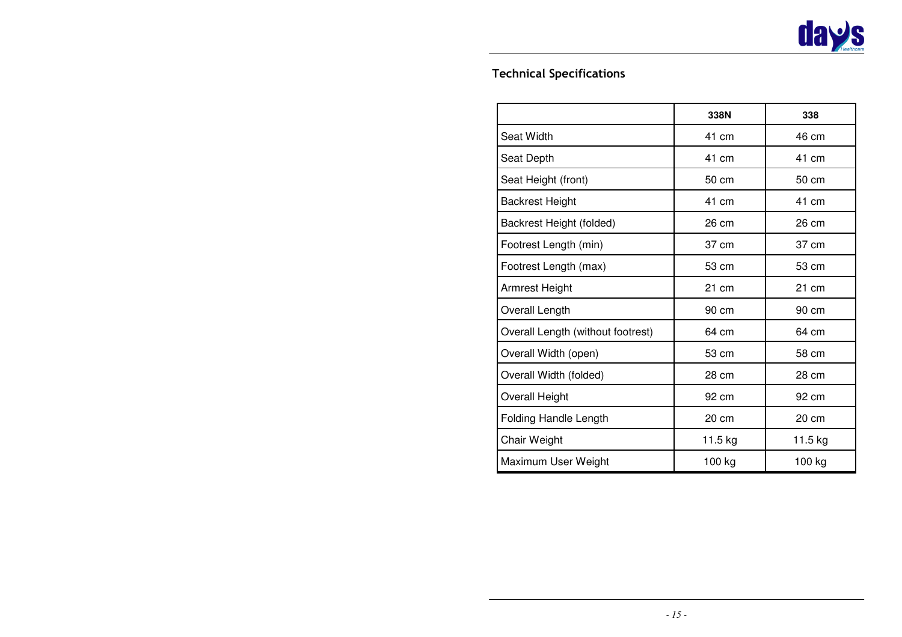## Technical Specifications

| | 338N | 338 |
|---|---|---|
| Seat Width | 41 cm | 46 cm |
| Seat Depth | 41 cm | 41 cm |
| Seat Height (front) | 50 cm | 50 cm |
| Backrest Height | 41 cm | 41 cm |
| Backrest Height (folded) | 26 cm | 26 cm |
| Footrest Length (min) | 37 cm | 37 cm |
| Footrest Length (max) | 53 cm | 53 cm |
| Armrest Height | 21 cm | 21 cm |
| Overall Length | 90 cm | 90 cm |
| Overall Length (without footrest) | 64 cm | 64 cm |
| Overall Width (open) | 53 cm | 58 cm |
| Overall Width (folded) | 28 cm | 28 cm |
| Overall Height | 92 cm | 92 cm |
| Folding Handle Length | 20 cm | 20 cm |
| Chair Weight | 11.5 kg | 11.5 kg |
| Maximum User Weight | 100 kg | 100 kg |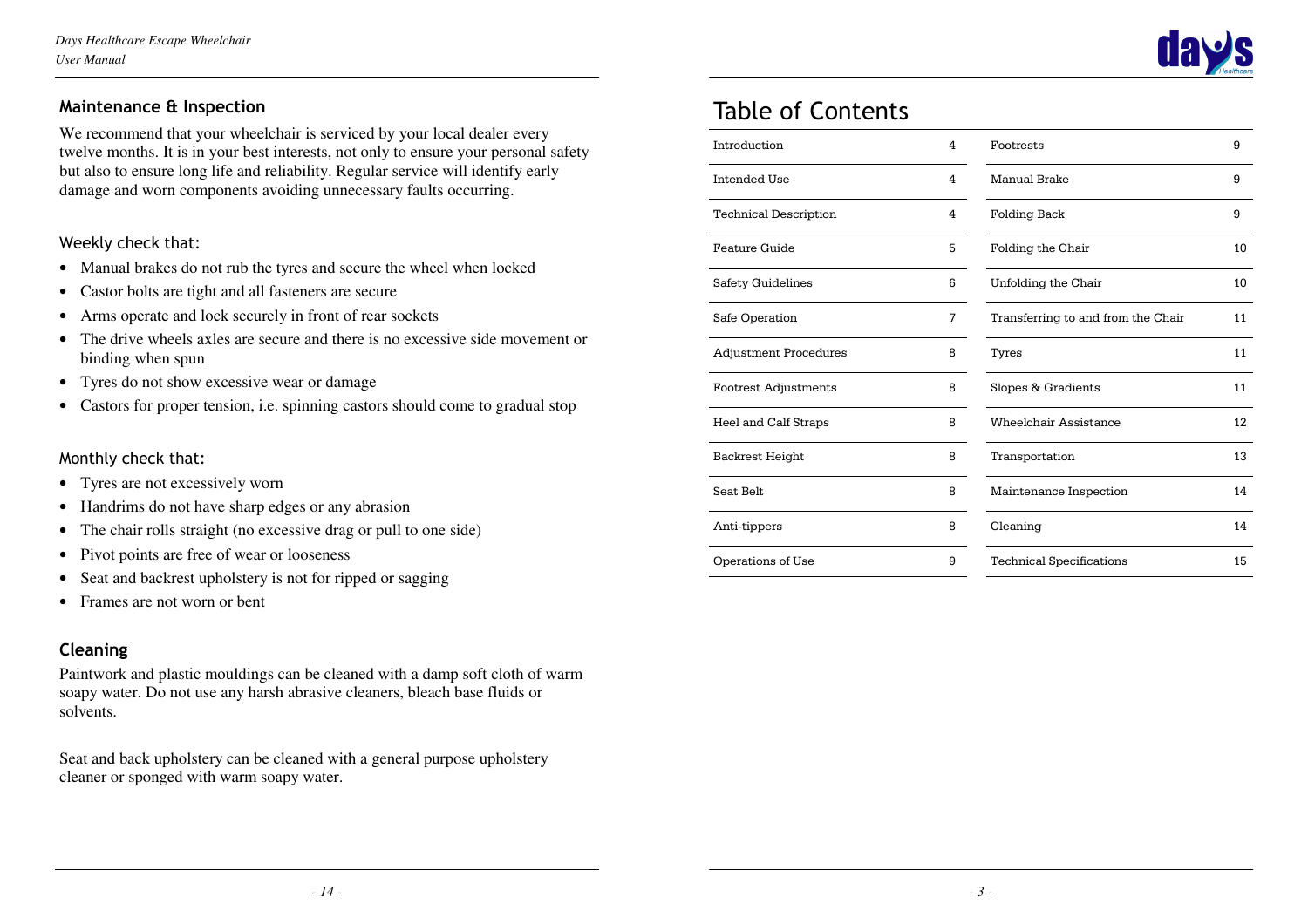## Maintenance & Inspection

We recommend that your wheelchair is serviced by your local dealer every twelve months. It is in your best interests, not only to ensure your personal safety but also to ensure long life and reliability. Regular service will identify early damage and worn components avoiding unnecessary faults occurring.

### Weekly check that:

- Manual brakes do not rub the tyres and secure the wheel when locked
- Castor bolts are tight and all fasteners are secure
- Arms operate and lock securely in front of rear sockets
- The drive wheels axles are secure and there is no excessive side movement or binding when spun
- Tyres do not show excessive wear or damage
- Castors for proper tension, i.e. spinning castors should come to gradual stop

### Monthly check that:

- Tyres are not excessively worn
- Handrims do not have sharp edges or any abrasion
- The chair rolls straight (no excessive drag or pull to one side)
- Pivot points are free of wear or looseness
- Seat and backrest upholstery is not for ripped or sagging
- Frames are not worn or bent

## Cleaning

Paintwork and plastic mouldings can be cleaned with a damp soft cloth of warm soapy water. Do not use any harsh abrasive cleaners, bleach base fluids or solvents.

Seat and back upholstery can be cleaned with a general purpose upholstery cleaner or sponged with warm soapy water.

# Table of Contents

| Section | Page |
|---|---|
| Introduction | 4 |
| Intended Use | 4 |
| Technical Description | 4 |
| Feature Guide | 5 |
| Safety Guidelines | 6 |
| Safe Operation | 7 |
| Adjustment Procedures | 8 |
| Footrest Adjustments | 8 |
| Heel and Calf Straps | 8 |
| Backrest Height | 8 |
| Seat Belt | 8 |
| Anti-tippers | 8 |
| Operations of Use | 9 |
| Footrests | 9 |
| Manual Brake | 9 |
| Folding Back | 9 |
| Folding the Chair | 10 |
| Unfolding the Chair | 10 |
| Transferring to and from the Chair | 11 |
| Tyres | 11 |
| Slopes & Gradients | 11 |
| Wheelchair Assistance | 12 |
| Transportation | 13 |
| Maintenance Inspection | 14 |
| Cleaning | 14 |
| Technical Specifications | 15 |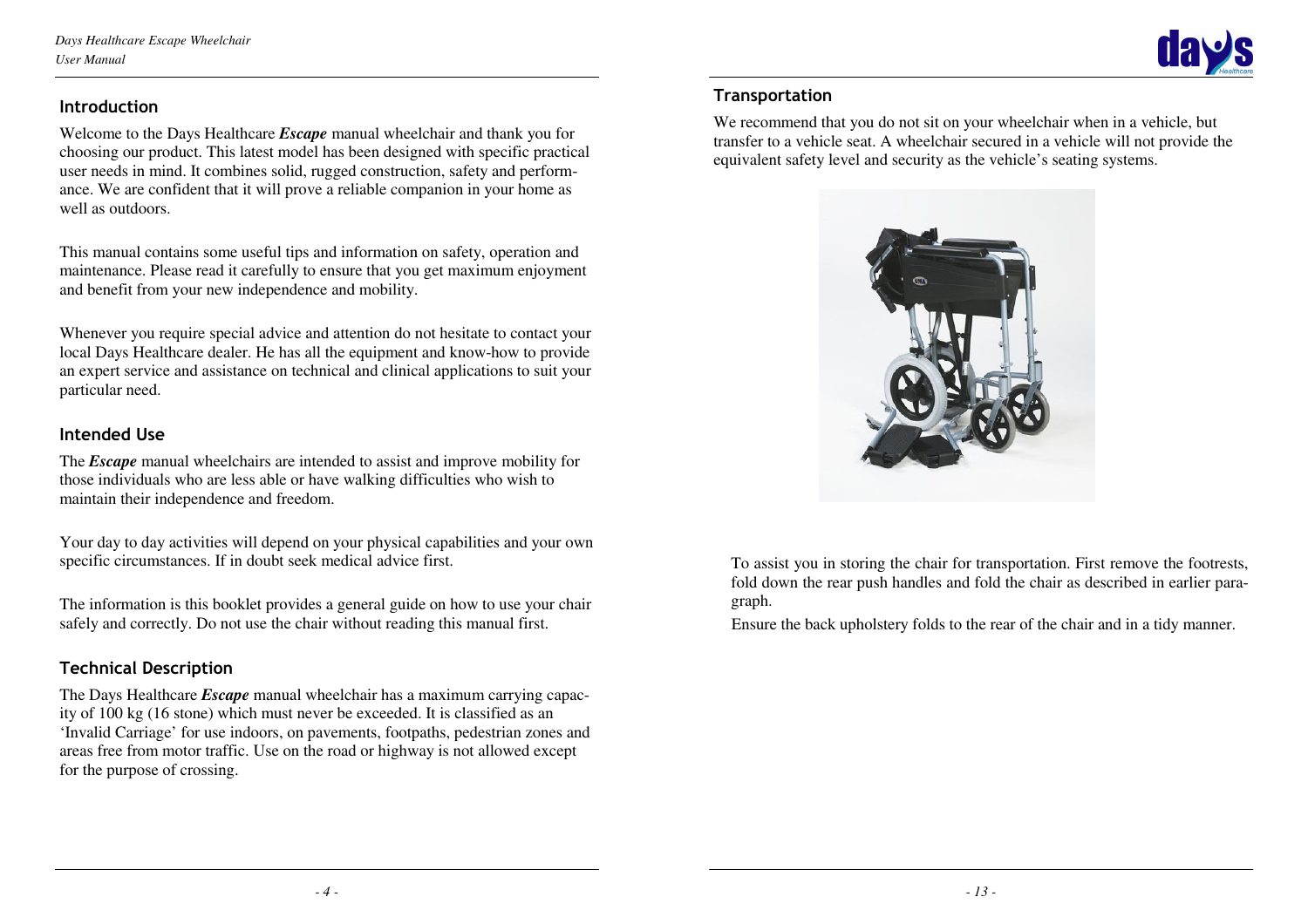## Introduction

Welcome to the Days Healthcare ***Escape*** manual wheelchair and thank you for choosing our product. This latest model has been designed with specific practical user needs in mind. It combines solid, rugged construction, safety and performance. We are confident that it will prove a reliable companion in your home as well as outdoors.

This manual contains some useful tips and information on safety, operation and maintenance. Please read it carefully to ensure that you get maximum enjoyment and benefit from your new independence and mobility.

Whenever you require special advice and attention do not hesitate to contact your local Days Healthcare dealer. He has all the equipment and know-how to provide an expert service and assistance on technical and clinical applications to suit your particular need.

## Intended Use

The ***Escape*** manual wheelchairs are intended to assist and improve mobility for those individuals who are less able or have walking difficulties who wish to maintain their independence and freedom.

Your day to day activities will depend on your physical capabilities and your own specific circumstances. If in doubt seek medical advice first.

The information is this booklet provides a general guide on how to use your chair safely and correctly. Do not use the chair without reading this manual first.

## Technical Description

The Days Healthcare ***Escape*** manual wheelchair has a maximum carrying capacity of 100 kg (16 stone) which must never be exceeded. It is classified as an 'Invalid Carriage' for use indoors, on pavements, footpaths, pedestrian zones and areas free from motor traffic. Use on the road or highway is not allowed except for the purpose of crossing.

## Transportation

We recommend that you do not sit on your wheelchair when in a vehicle, but transfer to a vehicle seat. A wheelchair secured in a vehicle will not provide the equivalent safety level and security as the vehicle's seating systems.

To assist you in storing the chair for transportation. First remove the footrests, fold down the rear push handles and fold the chair as described in earlier paragraph.

Ensure the back upholstery folds to the rear of the chair and in a tidy manner.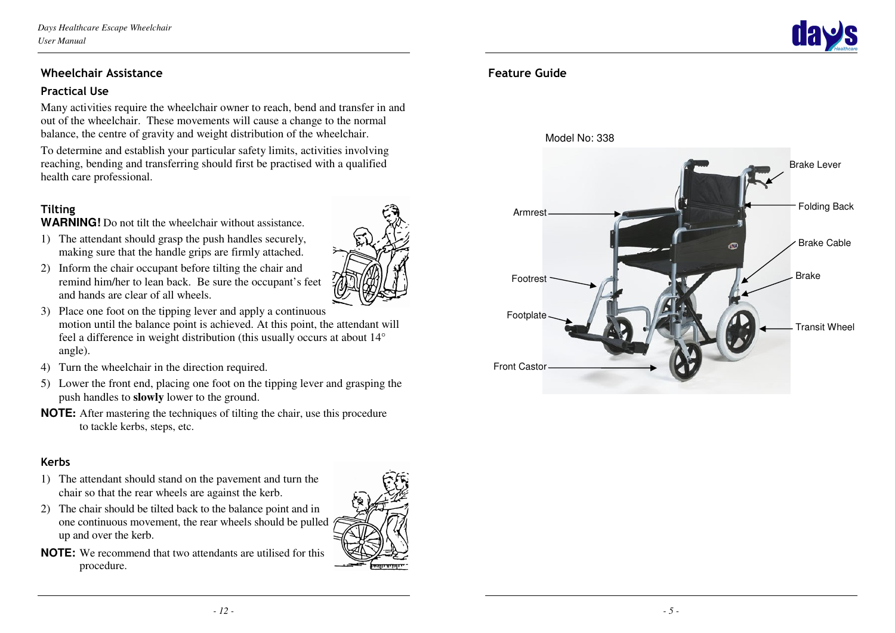## Wheelchair Assistance

### Practical Use

Many activities require the wheelchair owner to reach, bend and transfer in and out of the wheelchair. These movements will cause a change to the normal balance, the centre of gravity and weight distribution of the wheelchair.

To determine and establish your particular safety limits, activities involving reaching, bending and transferring should first be practised with a qualified health care professional.

### Tilting

**WARNING!** Do not tilt the wheelchair without assistance.

1) The attendant should grasp the push handles securely, making sure that the handle grips are firmly attached.
2) Inform the chair occupant before tilting the chair and remind him/her to lean back. Be sure the occupant's feet and hands are clear of all wheels.
3) Place one foot on the tipping lever and apply a continuous motion until the balance point is achieved. At this point, the attendant will feel a difference in weight distribution (this usually occurs at about 14° angle).
4) Turn the wheelchair in the direction required.
5) Lower the front end, placing one foot on the tipping lever and grasping the push handles to **slowly** lower to the ground.

**NOTE:** After mastering the techniques of tilting the chair, use this procedure to tackle kerbs, steps, etc.

### Kerbs

1) The attendant should stand on the pavement and turn the chair so that the rear wheels are against the kerb.
2) The chair should be tilted back to the balance point and in one continuous movement, the rear wheels should be pulled up and over the kerb.

**NOTE:** We recommend that two attendants are utilised for this procedure.

## Feature Guide

Model No: 338

Brake Lever
Folding Back
Brake Cable
Brake
Transit Wheel
Armrest
Footrest
Footplate
Front Castor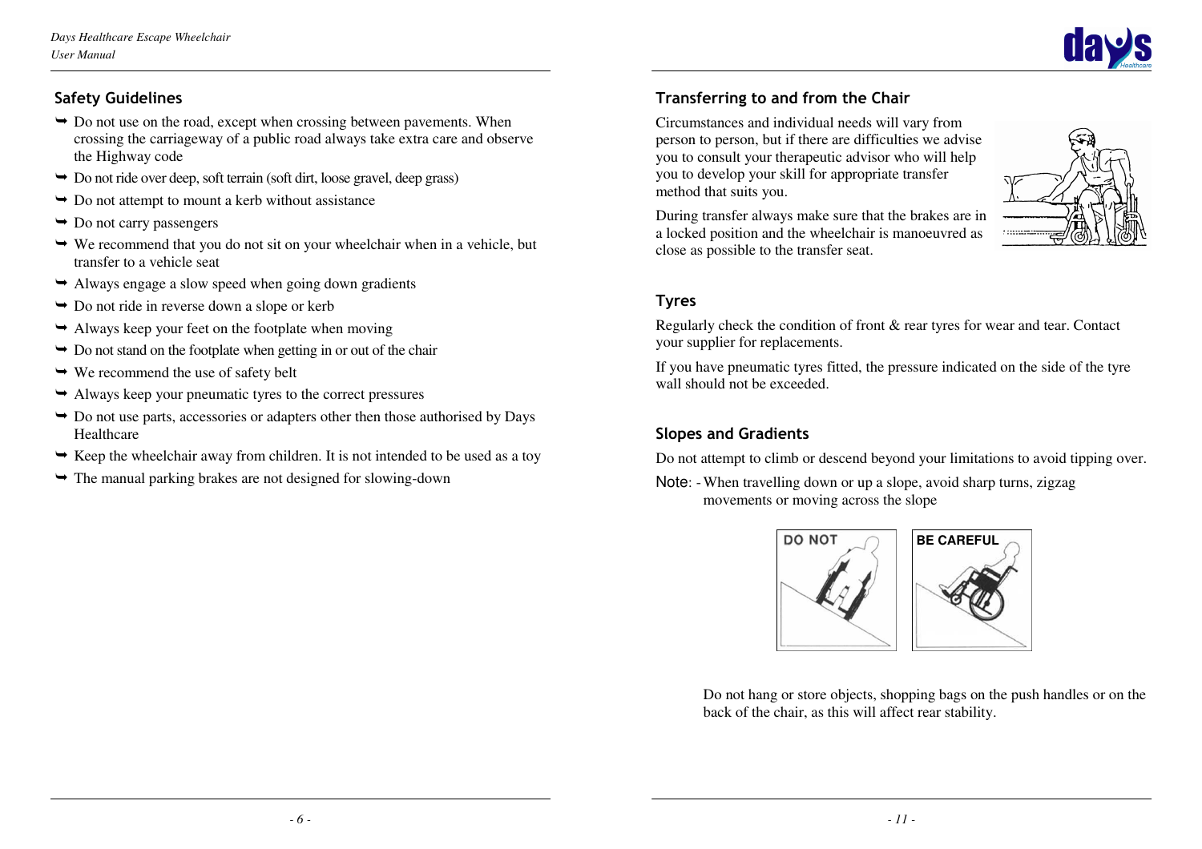## Safety Guidelines

- Do not use on the road, except when crossing between pavements. When crossing the carriageway of a public road always take extra care and observe the Highway code
- Do not ride over deep, soft terrain (soft dirt, loose gravel, deep grass)
- Do not attempt to mount a kerb without assistance
- Do not carry passengers
- We recommend that you do not sit on your wheelchair when in a vehicle, but transfer to a vehicle seat
- Always engage a slow speed when going down gradients
- Do not ride in reverse down a slope or kerb
- Always keep your feet on the footplate when moving
- Do not stand on the footplate when getting in or out of the chair
- We recommend the use of safety belt
- Always keep your pneumatic tyres to the correct pressures
- Do not use parts, accessories or adapters other then those authorised by Days Healthcare
- Keep the wheelchair away from children. It is not intended to be used as a toy
- The manual parking brakes are not designed for slowing-down

## Transferring to and from the Chair

Circumstances and individual needs will vary from person to person, but if there are difficulties we advise you to consult your therapeutic advisor who will help you to develop your skill for appropriate transfer method that suits you.

During transfer always make sure that the brakes are in a locked position and the wheelchair is manoeuvred as close as possible to the transfer seat.

## Tyres

Regularly check the condition of front & rear tyres for wear and tear. Contact your supplier for replacements.

If you have pneumatic tyres fitted, the pressure indicated on the side of the tyre wall should not be exceeded.

## Slopes and Gradients

Do not attempt to climb or descend beyond your limitations to avoid tipping over.

Note: - When travelling down or up a slope, avoid sharp turns, zigzag movements or moving across the slope

DO NOT

BE CAREFUL

Do not hang or store objects, shopping bags on the push handles or on the back of the chair, as this will affect rear stability.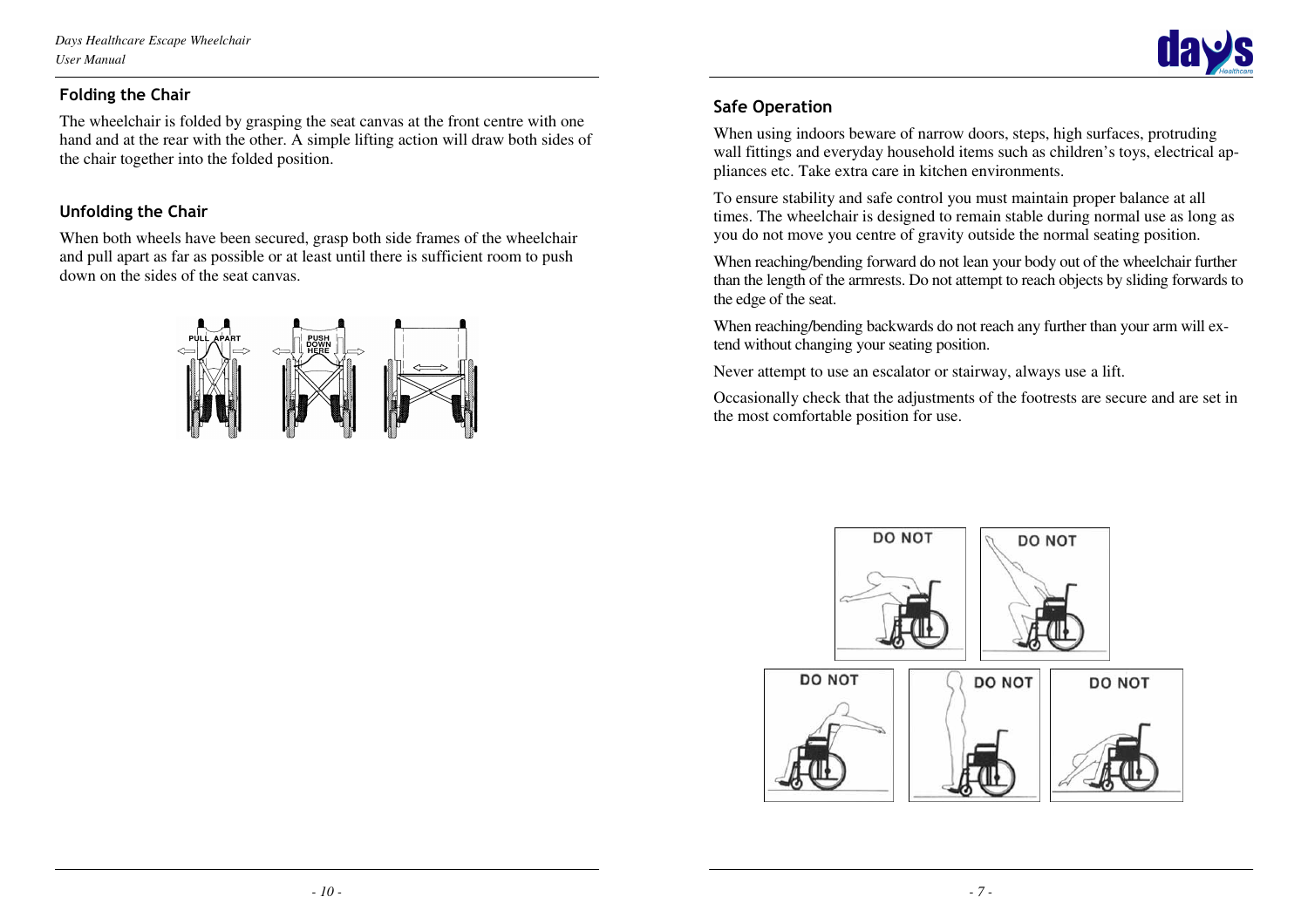## Folding the Chair

The wheelchair is folded by grasping the seat canvas at the front centre with one hand and at the rear with the other. A simple lifting action will draw both sides of the chair together into the folded position.

## Unfolding the Chair

When both wheels have been secured, grasp both side frames of the wheelchair and pull apart as far as possible or at least until there is sufficient room to push down on the sides of the seat canvas.

## Safe Operation

When using indoors beware of narrow doors, steps, high surfaces, protruding wall fittings and everyday household items such as children's toys, electrical appliances etc. Take extra care in kitchen environments.

To ensure stability and safe control you must maintain proper balance at all times. The wheelchair is designed to remain stable during normal use as long as you do not move you centre of gravity outside the normal seating position.

When reaching/bending forward do not lean your body out of the wheelchair further than the length of the armrests. Do not attempt to reach objects by sliding forwards to the edge of the seat.

When reaching/bending backwards do not reach any further than your arm will extend without changing your seating position.

Never attempt to use an escalator or stairway, always use a lift.

Occasionally check that the adjustments of the footrests are secure and are set in the most comfortable position for use.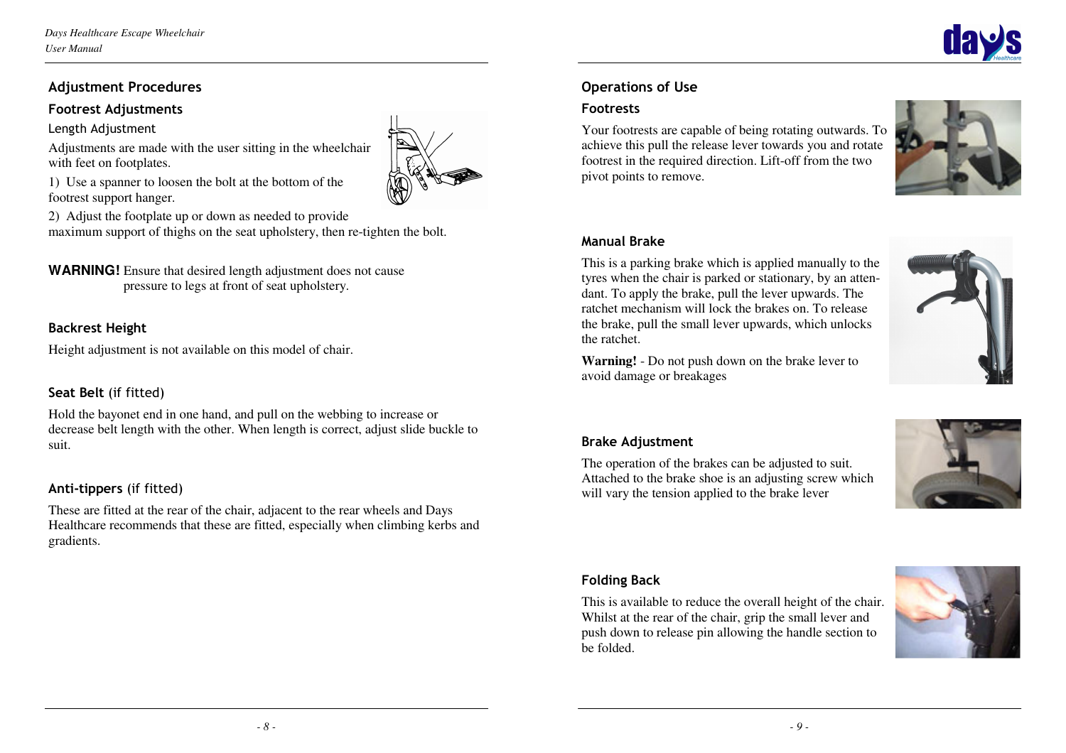## Adjustment Procedures

### Footrest Adjustments

#### Length Adjustment

Adjustments are made with the user sitting in the wheelchair with feet on footplates.

1) Use a spanner to loosen the bolt at the bottom of the footrest support hanger.

2) Adjust the footplate up or down as needed to provide maximum support of thighs on the seat upholstery, then re-tighten the bolt.

**WARNING!** Ensure that desired length adjustment does not cause pressure to legs at front of seat upholstery.

### Backrest Height

Height adjustment is not available on this model of chair.

### Seat Belt (if fitted)

Hold the bayonet end in one hand, and pull on the webbing to increase or decrease belt length with the other. When length is correct, adjust slide buckle to suit.

### Anti-tippers (if fitted)

These are fitted at the rear of the chair, adjacent to the rear wheels and Days Healthcare recommends that these are fitted, especially when climbing kerbs and gradients.

## Operations of Use

### Footrests

Your footrests are capable of being rotating outwards. To achieve this pull the release lever towards you and rotate footrest in the required direction. Lift-off from the two pivot points to remove.

### Manual Brake

This is a parking brake which is applied manually to the tyres when the chair is parked or stationary, by an attendant. To apply the brake, pull the lever upwards. The ratchet mechanism will lock the brakes on. To release the brake, pull the small lever upwards, which unlocks the ratchet.

**Warning!** - Do not push down on the brake lever to avoid damage or breakages

### Brake Adjustment

The operation of the brakes can be adjusted to suit. Attached to the brake shoe is an adjusting screw which will vary the tension applied to the brake lever

### Folding Back

This is available to reduce the overall height of the chair. Whilst at the rear of the chair, grip the small lever and push down to release pin allowing the handle section to be folded.